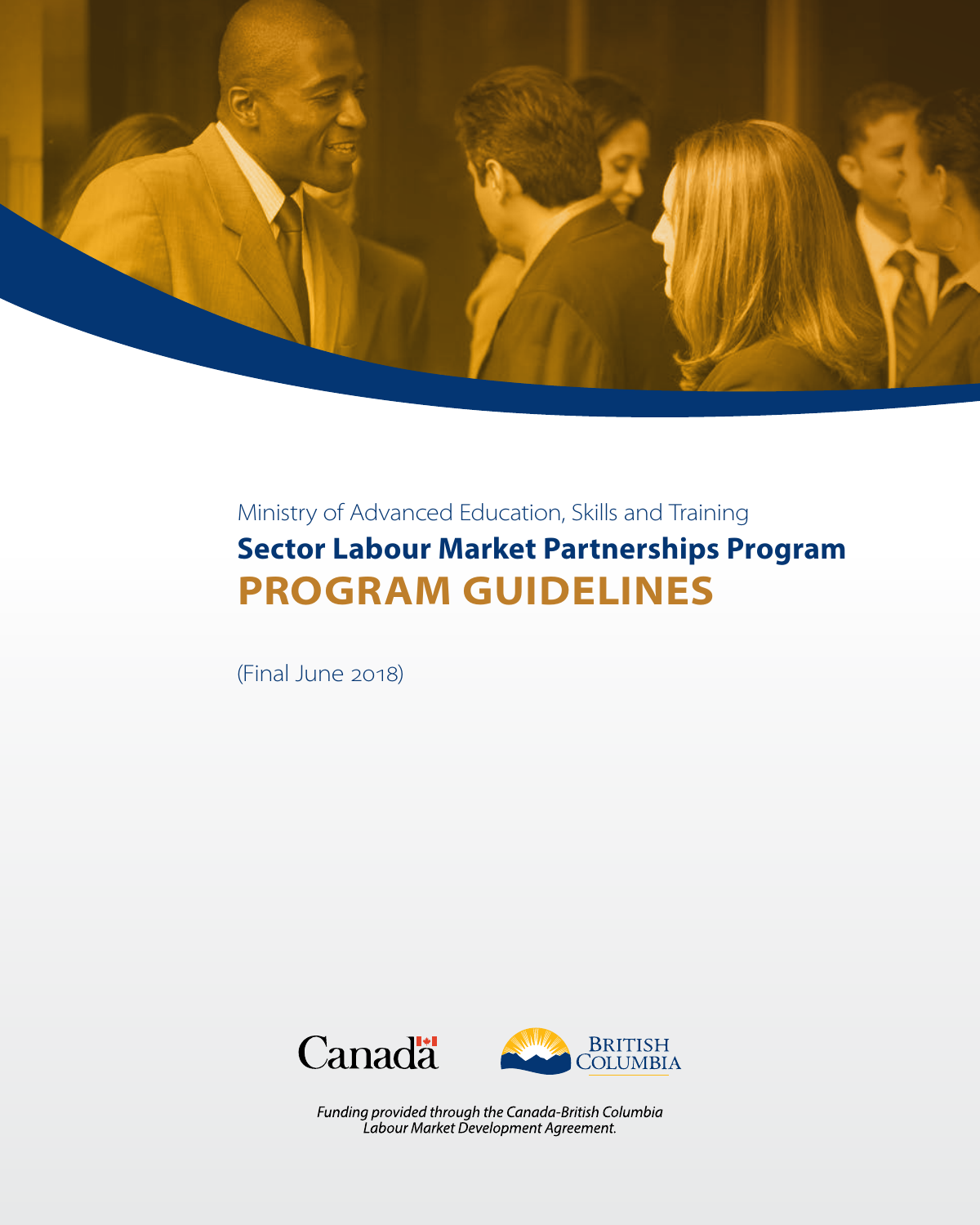Ministry of Advanced Education, Skills and Training

# Sector Labour Market Partnerships Program

# PROGRAM GUIDELINES

(Final June 2018)

Canada

BRITISH COLUMBIA

*Funding provided through the Canada-British Columbia Labour Market Development Agreement.*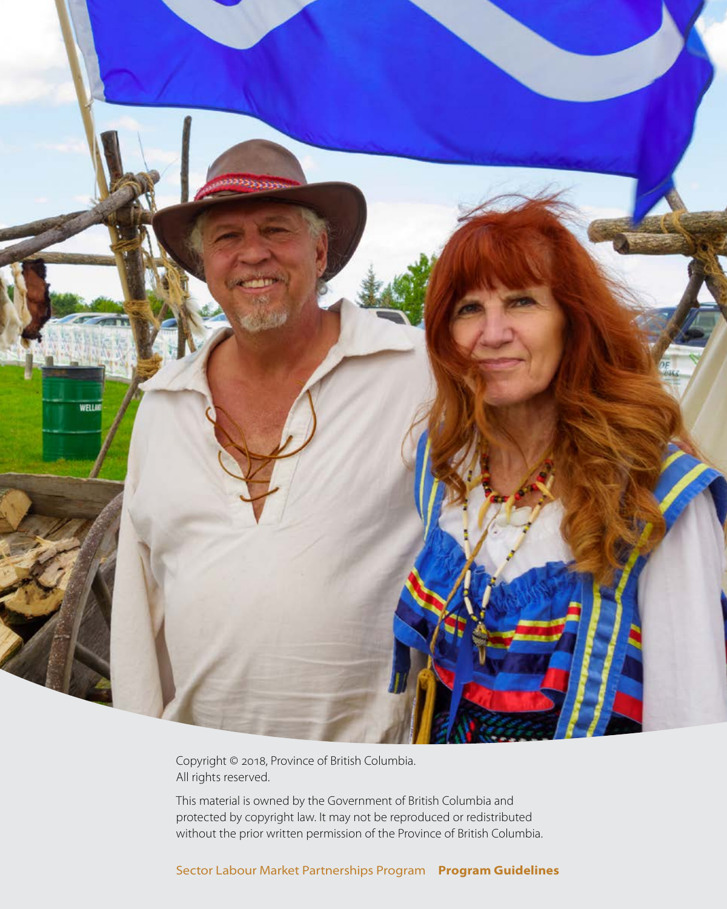Copyright © 2018, Province of British Columbia.
All rights reserved.

This material is owned by the Government of British Columbia and protected by copyright law. It may not be reproduced or redistributed without the prior written permission of the Province of British Columbia.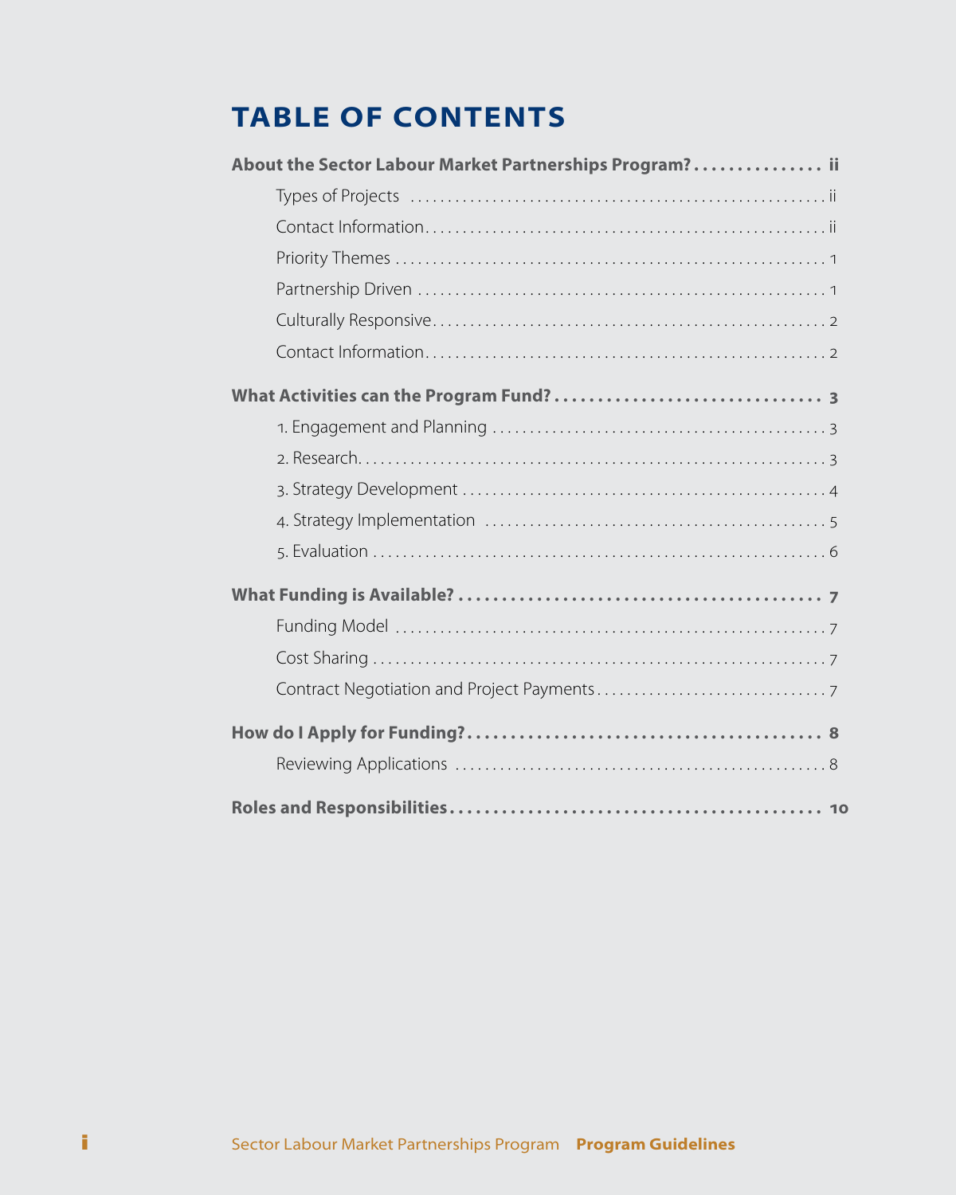# TABLE OF CONTENTS

**About the Sector Labour Market Partnerships Program? . . . . . . . . . . . . . . . ii**

- Types of Projects . . . . . . . . . . . . . . . . . . . . . . . . . . . . . . . . . . . . . . . . . . . . . . . . . . . . . ii
- Contact Information. . . . . . . . . . . . . . . . . . . . . . . . . . . . . . . . . . . . . . . . . . . . . . . . . . . . ii
- Priority Themes . . . . . . . . . . . . . . . . . . . . . . . . . . . . . . . . . . . . . . . . . . . . . . . . . . . . . . . 1
- Partnership Driven . . . . . . . . . . . . . . . . . . . . . . . . . . . . . . . . . . . . . . . . . . . . . . . . . . . . . 1
- Culturally Responsive. . . . . . . . . . . . . . . . . . . . . . . . . . . . . . . . . . . . . . . . . . . . . . . . . . . 2
- Contact Information. . . . . . . . . . . . . . . . . . . . . . . . . . . . . . . . . . . . . . . . . . . . . . . . . . . . 2

**What Activities can the Program Fund? . . . . . . . . . . . . . . . . . . . . . . . . . . . . . . . 3**

- 1. Engagement and Planning . . . . . . . . . . . . . . . . . . . . . . . . . . . . . . . . . . . . . . . . . . . 3
- 2. Research. . . . . . . . . . . . . . . . . . . . . . . . . . . . . . . . . . . . . . . . . . . . . . . . . . . . . . . . . . . 3
- 3. Strategy Development . . . . . . . . . . . . . . . . . . . . . . . . . . . . . . . . . . . . . . . . . . . . . . . 4
- 4. Strategy Implementation . . . . . . . . . . . . . . . . . . . . . . . . . . . . . . . . . . . . . . . . . . . . 5
- 5. Evaluation . . . . . . . . . . . . . . . . . . . . . . . . . . . . . . . . . . . . . . . . . . . . . . . . . . . . . . . . . . 6

**What Funding is Available? . . . . . . . . . . . . . . . . . . . . . . . . . . . . . . . . . . . . . . . . . 7**

- Funding Model . . . . . . . . . . . . . . . . . . . . . . . . . . . . . . . . . . . . . . . . . . . . . . . . . . . . . . . 7
- Cost Sharing . . . . . . . . . . . . . . . . . . . . . . . . . . . . . . . . . . . . . . . . . . . . . . . . . . . . . . . . . 7
- Contract Negotiation and Project Payments. . . . . . . . . . . . . . . . . . . . . . . . . . . . . . 7

**How do I Apply for Funding? . . . . . . . . . . . . . . . . . . . . . . . . . . . . . . . . . . . . . . . . . 8**

- Reviewing Applications . . . . . . . . . . . . . . . . . . . . . . . . . . . . . . . . . . . . . . . . . . . . . . . . 8

**Roles and Responsibilities . . . . . . . . . . . . . . . . . . . . . . . . . . . . . . . . . . . . . . . . . . 10**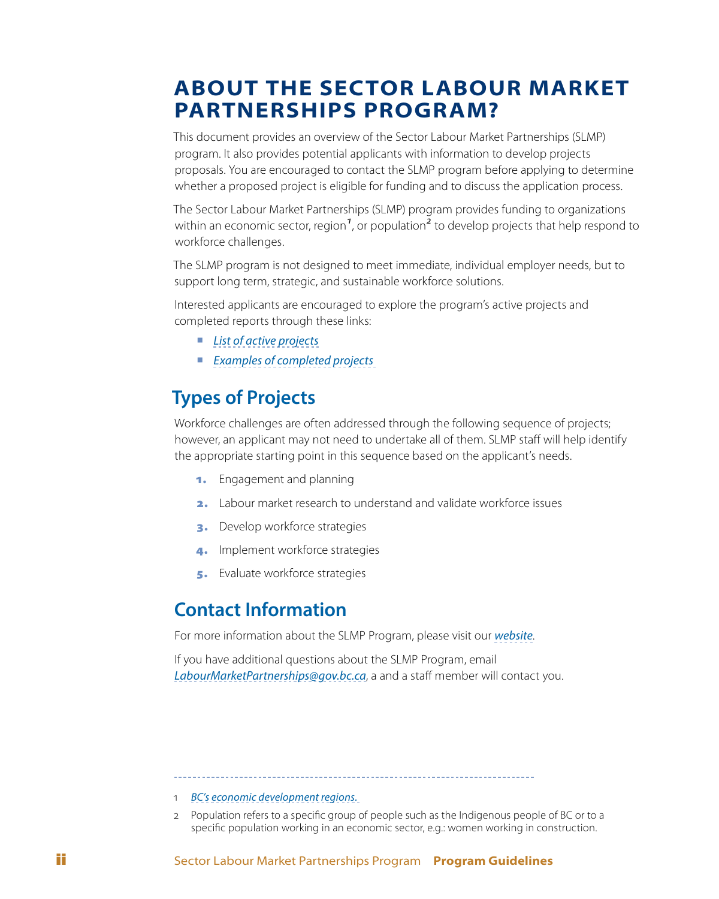# ABOUT THE SECTOR LABOUR MARKET PARTNERSHIPS PROGRAM?

This document provides an overview of the Sector Labour Market Partnerships (SLMP) program. It also provides potential applicants with information to develop projects proposals. You are encouraged to contact the SLMP program before applying to determine whether a proposed project is eligible for funding and to discuss the application process.

The Sector Labour Market Partnerships (SLMP) program provides funding to organizations within an economic sector, region[1], or population[2] to develop projects that help respond to workforce challenges.

The SLMP program is not designed to meet immediate, individual employer needs, but to support long term, strategic, and sustainable workforce solutions.

Interested applicants are encouraged to explore the program's active projects and completed reports through these links:

- *List of active projects*
- *Examples of completed projects*

## Types of Projects

Workforce challenges are often addressed through the following sequence of projects; however, an applicant may not need to undertake all of them. SLMP staff will help identify the appropriate starting point in this sequence based on the applicant's needs.

1. Engagement and planning
2. Labour market research to understand and validate workforce issues
3. Develop workforce strategies
4. Implement workforce strategies
5. Evaluate workforce strategies

## Contact Information

For more information about the SLMP Program, please visit our *website*.

If you have additional questions about the SLMP Program, email *LabourMarketPartnerships@gov.bc.ca*, a and a staff member will contact you.

---

1 *BC's economic development regions.*

2 Population refers to a specific group of people such as the Indigenous people of BC or to a specific population working in an economic sector, e.g.: women working in construction.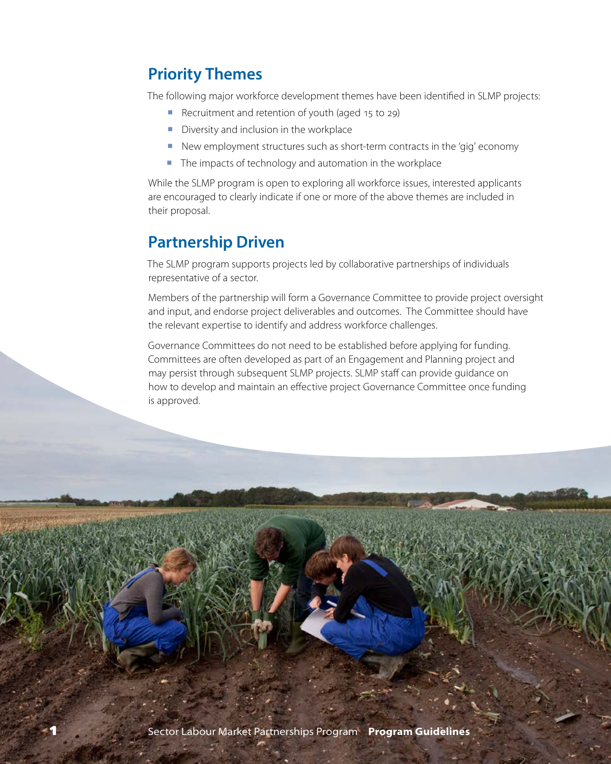## Priority Themes

The following major workforce development themes have been identified in SLMP projects:

- Recruitment and retention of youth (aged 15 to 29)
- Diversity and inclusion in the workplace
- New employment structures such as short-term contracts in the 'gig' economy
- The impacts of technology and automation in the workplace

While the SLMP program is open to exploring all workforce issues, interested applicants are encouraged to clearly indicate if one or more of the above themes are included in their proposal.

## Partnership Driven

The SLMP program supports projects led by collaborative partnerships of individuals representative of a sector.

Members of the partnership will form a Governance Committee to provide project oversight and input, and endorse project deliverables and outcomes. The Committee should have the relevant expertise to identify and address workforce challenges.

Governance Committees do not need to be established before applying for funding. Committees are often developed as part of an Engagement and Planning project and may persist through subsequent SLMP projects. SLMP staff can provide guidance on how to develop and maintain an effective project Governance Committee once funding is approved.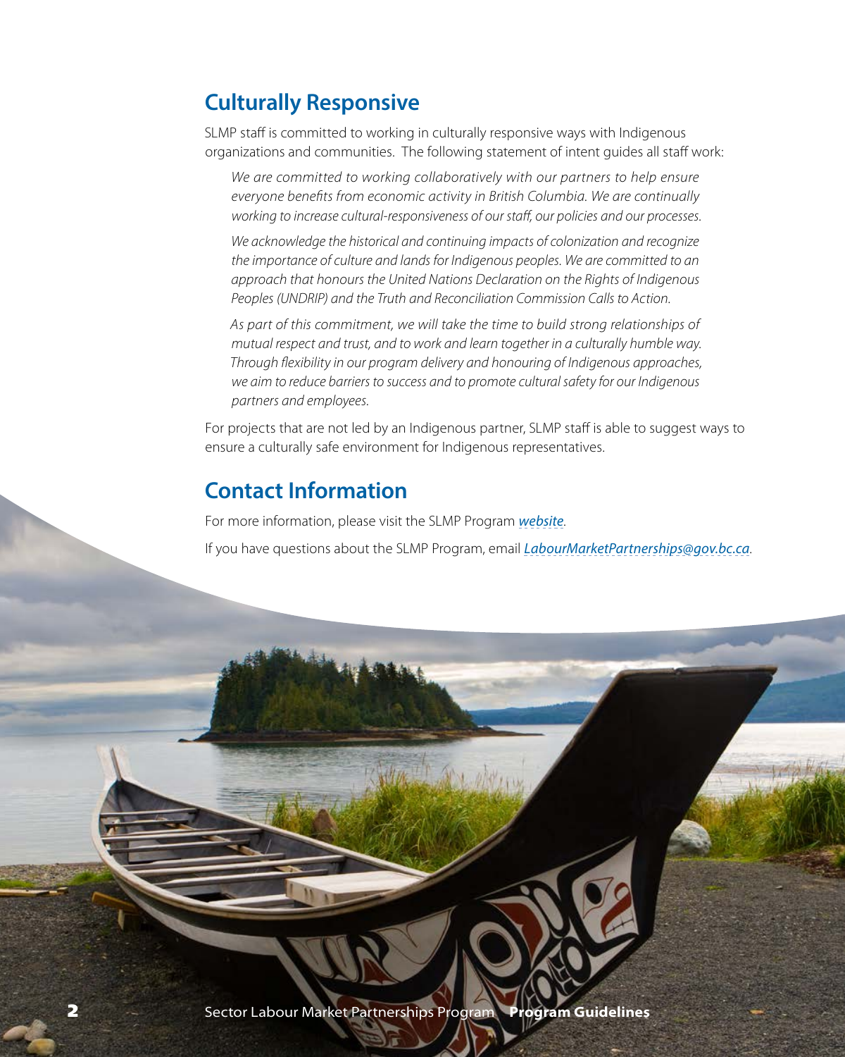## Culturally Responsive

SLMP staff is committed to working in culturally responsive ways with Indigenous organizations and communities. The following statement of intent guides all staff work:

> *We are committed to working collaboratively with our partners to help ensure everyone benefits from economic activity in British Columbia. We are continually working to increase cultural-responsiveness of our staff, our policies and our processes.*
>
> *We acknowledge the historical and continuing impacts of colonization and recognize the importance of culture and lands for Indigenous peoples. We are committed to an approach that honours the United Nations Declaration on the Rights of Indigenous Peoples (UNDRIP) and the Truth and Reconciliation Commission Calls to Action.*
>
> *As part of this commitment, we will take the time to build strong relationships of mutual respect and trust, and to work and learn together in a culturally humble way. Through flexibility in our program delivery and honouring of Indigenous approaches, we aim to reduce barriers to success and to promote cultural safety for our Indigenous partners and employees.*

For projects that are not led by an Indigenous partner, SLMP staff is able to suggest ways to ensure a culturally safe environment for Indigenous representatives.

## Contact Information

For more information, please visit the SLMP Program *website*.

If you have questions about the SLMP Program, email *LabourMarketPartnerships@gov.bc.ca*.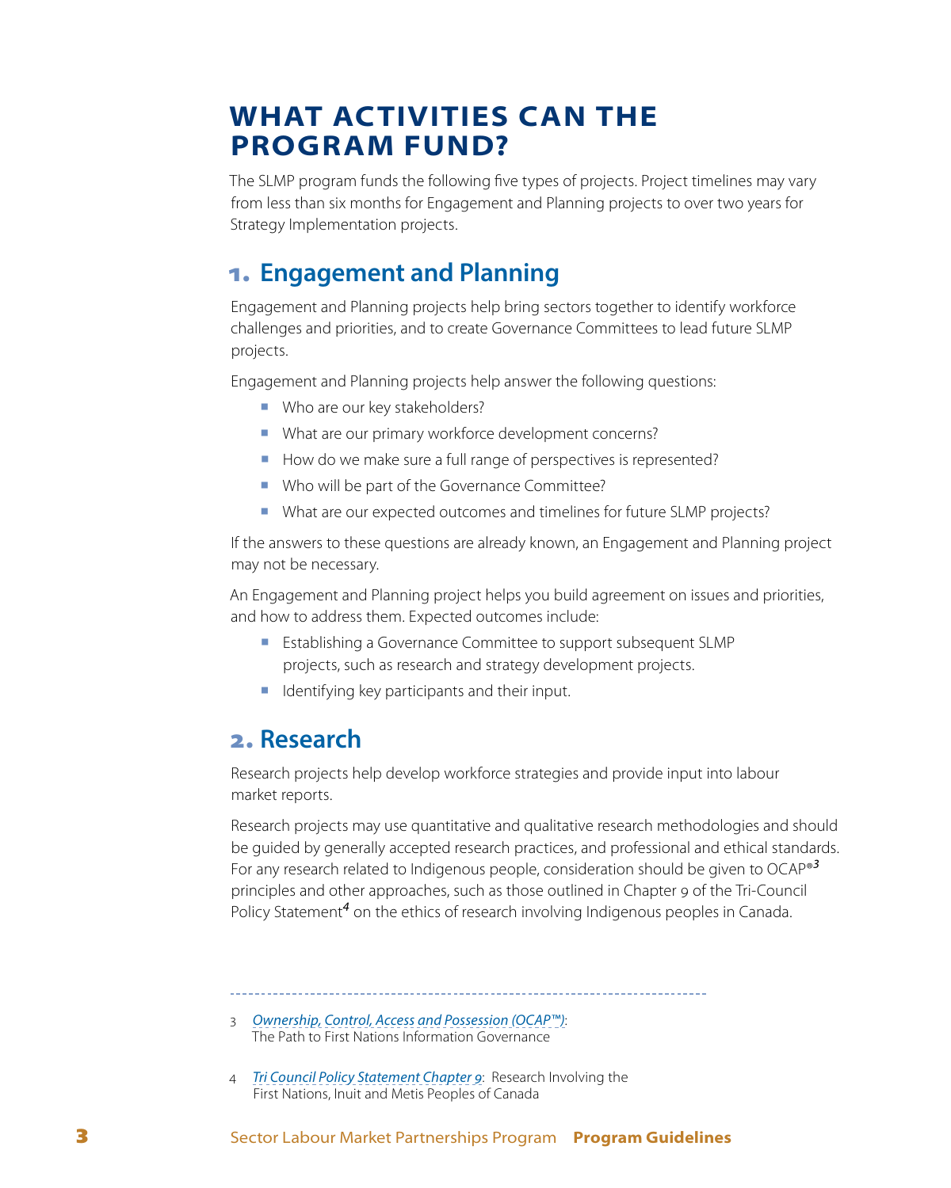# WHAT ACTIVITIES CAN THE PROGRAM FUND?

The SLMP program funds the following five types of projects. Project timelines may vary from less than six months for Engagement and Planning projects to over two years for Strategy Implementation projects.

## 1. Engagement and Planning

Engagement and Planning projects help bring sectors together to identify workforce challenges and priorities, and to create Governance Committees to lead future SLMP projects.

Engagement and Planning projects help answer the following questions:

- Who are our key stakeholders?
- What are our primary workforce development concerns?
- How do we make sure a full range of perspectives is represented?
- Who will be part of the Governance Committee?
- What are our expected outcomes and timelines for future SLMP projects?

If the answers to these questions are already known, an Engagement and Planning project may not be necessary.

An Engagement and Planning project helps you build agreement on issues and priorities, and how to address them. Expected outcomes include:

- Establishing a Governance Committee to support subsequent SLMP projects, such as research and strategy development projects.
- Identifying key participants and their input.

## 2. Research

Research projects help develop workforce strategies and provide input into labour market reports.

Research projects may use quantitative and qualitative research methodologies and should be guided by generally accepted research practices, and professional and ethical standards. For any research related to Indigenous people, consideration should be given to OCAP®[3] principles and other approaches, such as those outlined in Chapter 9 of the Tri-Council Policy Statement[4] on the ethics of research involving Indigenous peoples in Canada.

---

3 *Ownership, Control, Access and Possession (OCAP™):* The Path to First Nations Information Governance

4 *Tri Council Policy Statement Chapter 9*: Research Involving the First Nations, Inuit and Metis Peoples of Canada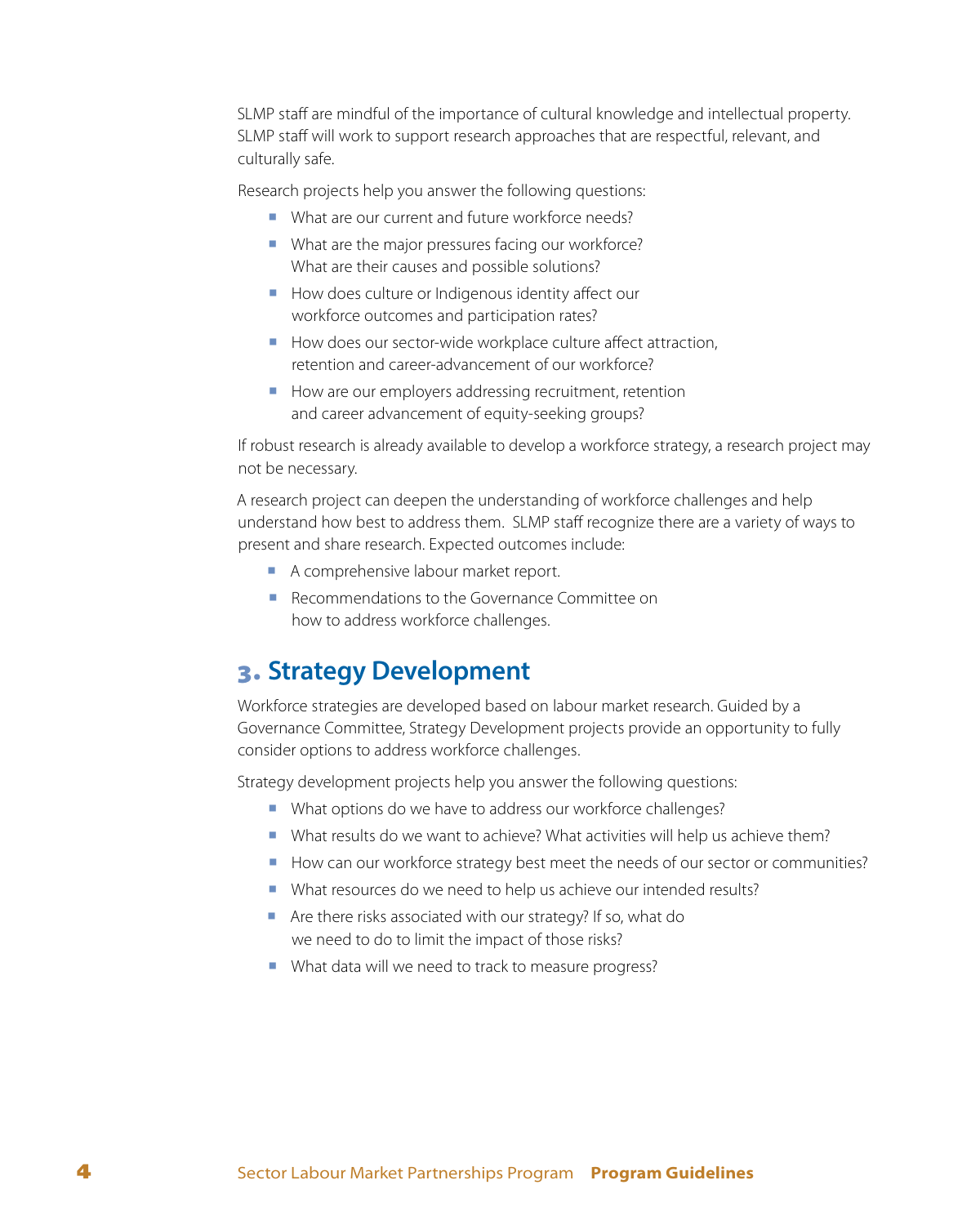SLMP staff are mindful of the importance of cultural knowledge and intellectual property. SLMP staff will work to support research approaches that are respectful, relevant, and culturally safe.

Research projects help you answer the following questions:

- What are our current and future workforce needs?
- What are the major pressures facing our workforce? What are their causes and possible solutions?
- How does culture or Indigenous identity affect our workforce outcomes and participation rates?
- How does our sector-wide workplace culture affect attraction, retention and career-advancement of our workforce?
- How are our employers addressing recruitment, retention and career advancement of equity-seeking groups?

If robust research is already available to develop a workforce strategy, a research project may not be necessary.

A research project can deepen the understanding of workforce challenges and help understand how best to address them. SLMP staff recognize there are a variety of ways to present and share research. Expected outcomes include:

- A comprehensive labour market report.
- Recommendations to the Governance Committee on how to address workforce challenges.

## 3. Strategy Development

Workforce strategies are developed based on labour market research. Guided by a Governance Committee, Strategy Development projects provide an opportunity to fully consider options to address workforce challenges.

Strategy development projects help you answer the following questions:

- What options do we have to address our workforce challenges?
- What results do we want to achieve? What activities will help us achieve them?
- How can our workforce strategy best meet the needs of our sector or communities?
- What resources do we need to help us achieve our intended results?
- Are there risks associated with our strategy? If so, what do we need to do to limit the impact of those risks?
- What data will we need to track to measure progress?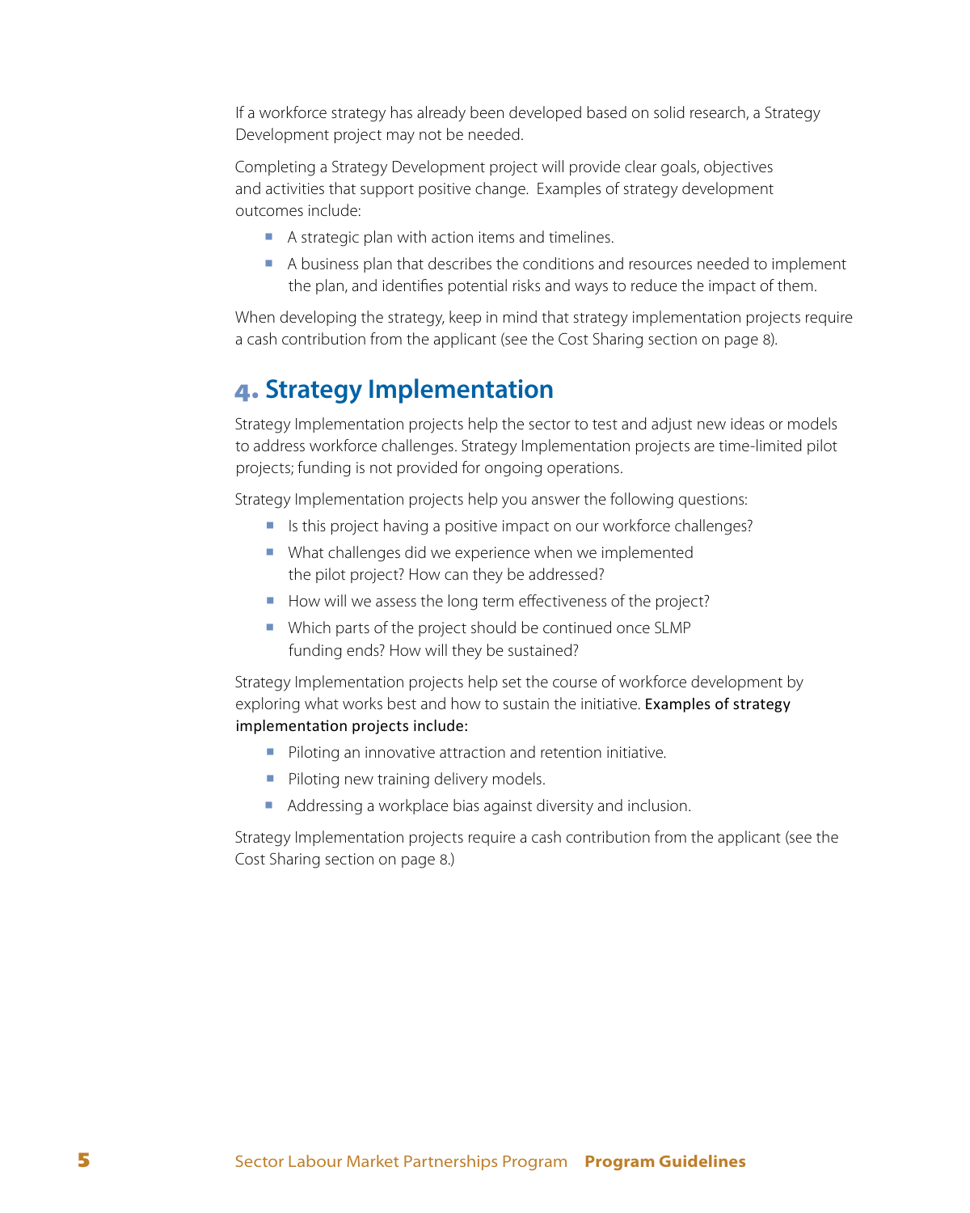If a workforce strategy has already been developed based on solid research, a Strategy Development project may not be needed.

Completing a Strategy Development project will provide clear goals, objectives and activities that support positive change.  Examples of strategy development outcomes include:

- A strategic plan with action items and timelines.
- A business plan that describes the conditions and resources needed to implement the plan, and identifies potential risks and ways to reduce the impact of them.

When developing the strategy, keep in mind that strategy implementation projects require a cash contribution from the applicant (see the Cost Sharing section on page 8).

## 4. Strategy Implementation

Strategy Implementation projects help the sector to test and adjust new ideas or models to address workforce challenges. Strategy Implementation projects are time-limited pilot projects; funding is not provided for ongoing operations.

Strategy Implementation projects help you answer the following questions:

- Is this project having a positive impact on our workforce challenges?
- What challenges did we experience when we implemented the pilot project? How can they be addressed?
- How will we assess the long term effectiveness of the project?
- Which parts of the project should be continued once SLMP funding ends? How will they be sustained?

Strategy Implementation projects help set the course of workforce development by exploring what works best and how to sustain the initiative. Examples of strategy implementation projects include:

- Piloting an innovative attraction and retention initiative.
- Piloting new training delivery models.
- Addressing a workplace bias against diversity and inclusion.

Strategy Implementation projects require a cash contribution from the applicant (see the Cost Sharing section on page 8.)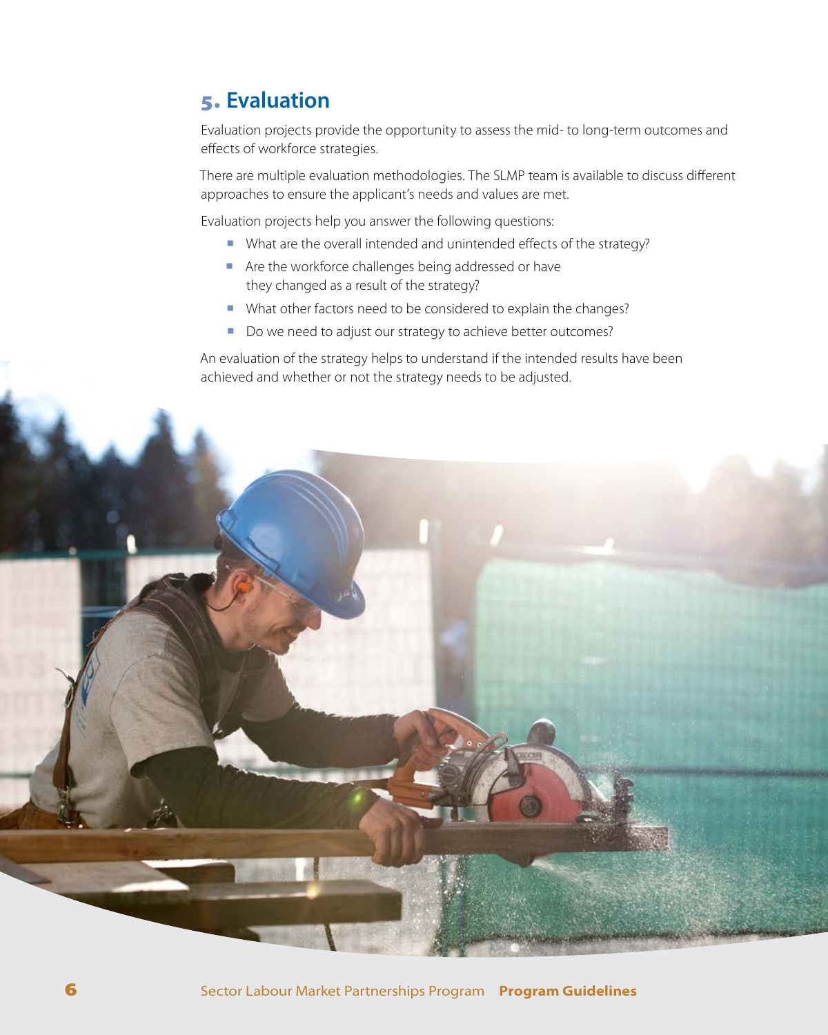## 5. Evaluation

Evaluation projects provide the opportunity to assess the mid- to long-term outcomes and effects of workforce strategies.

There are multiple evaluation methodologies. The SLMP team is available to discuss different approaches to ensure the applicant's needs and values are met.

Evaluation projects help you answer the following questions:

- What are the overall intended and unintended effects of the strategy?
- Are the workforce challenges being addressed or have they changed as a result of the strategy?
- What other factors need to be considered to explain the changes?
- Do we need to adjust our strategy to achieve better outcomes?

An evaluation of the strategy helps to understand if the intended results have been achieved and whether or not the strategy needs to be adjusted.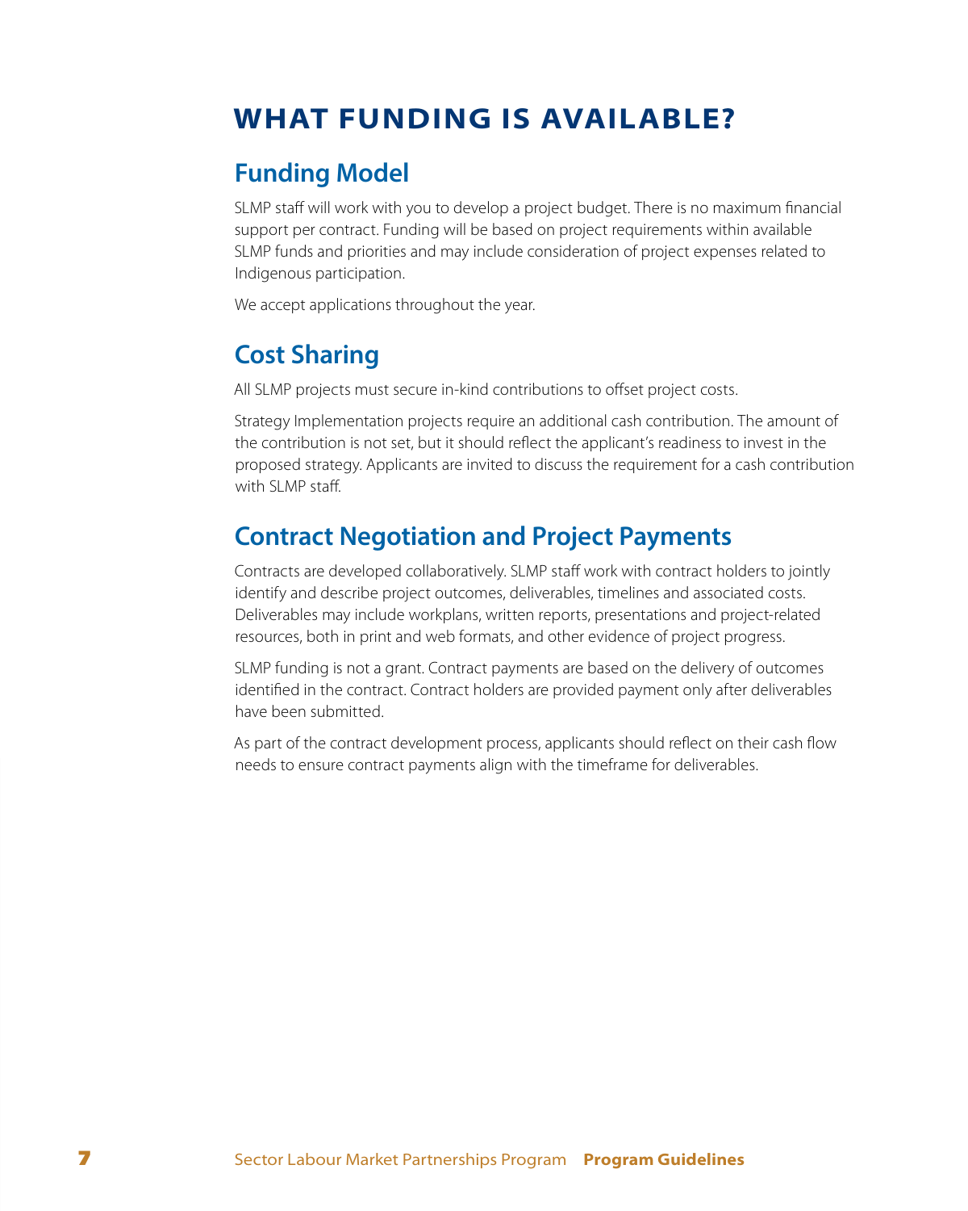# WHAT FUNDING IS AVAILABLE?

## Funding Model

SLMP staff will work with you to develop a project budget. There is no maximum financial support per contract. Funding will be based on project requirements within available SLMP funds and priorities and may include consideration of project expenses related to Indigenous participation.

We accept applications throughout the year.

## Cost Sharing

All SLMP projects must secure in-kind contributions to offset project costs.

Strategy Implementation projects require an additional cash contribution. The amount of the contribution is not set, but it should reflect the applicant's readiness to invest in the proposed strategy. Applicants are invited to discuss the requirement for a cash contribution with SLMP staff.

## Contract Negotiation and Project Payments

Contracts are developed collaboratively. SLMP staff work with contract holders to jointly identify and describe project outcomes, deliverables, timelines and associated costs. Deliverables may include workplans, written reports, presentations and project-related resources, both in print and web formats, and other evidence of project progress.

SLMP funding is not a grant. Contract payments are based on the delivery of outcomes identified in the contract. Contract holders are provided payment only after deliverables have been submitted.

As part of the contract development process, applicants should reflect on their cash flow needs to ensure contract payments align with the timeframe for deliverables.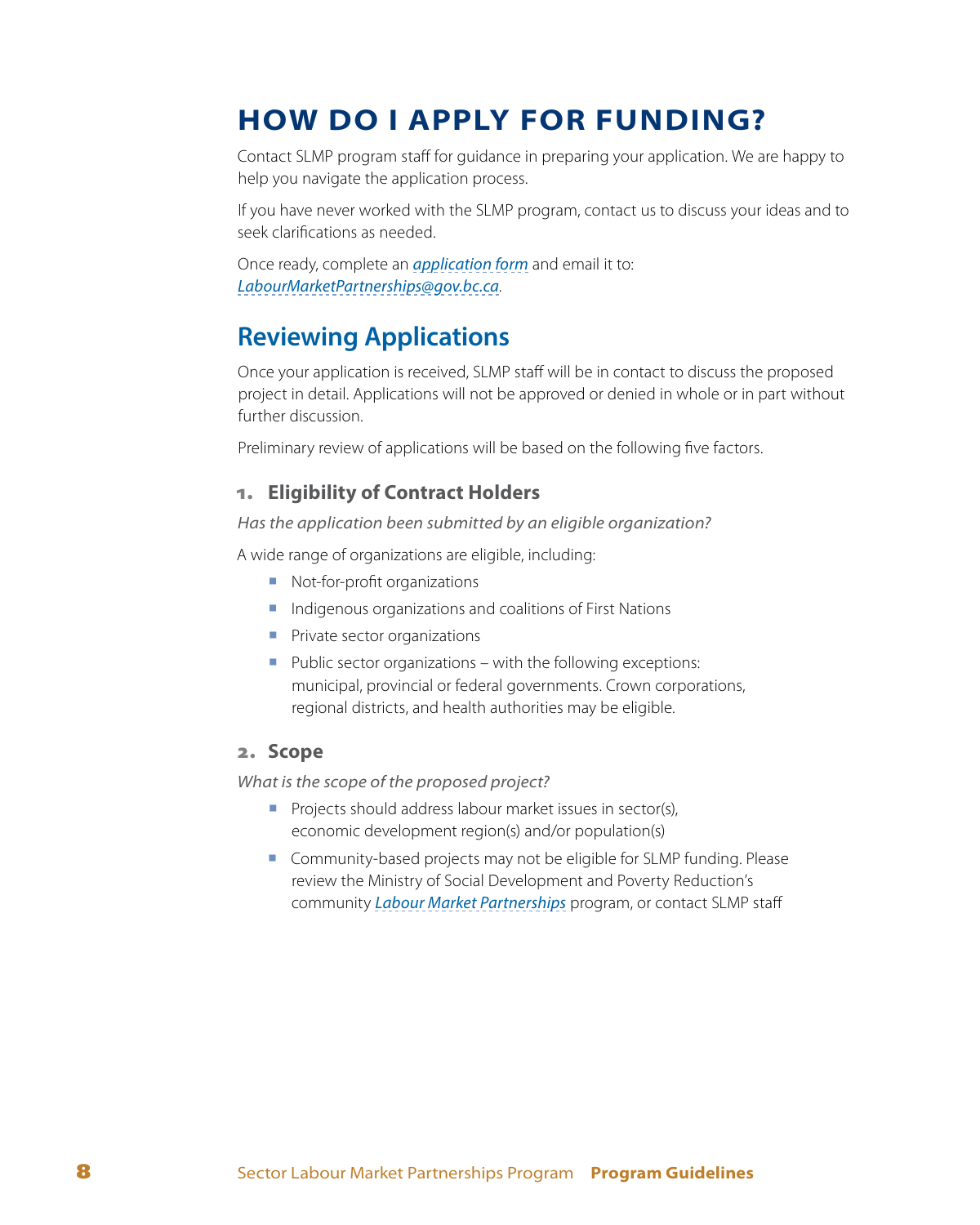# HOW DO I APPLY FOR FUNDING?

Contact SLMP program staff for guidance in preparing your application. We are happy to help you navigate the application process.

If you have never worked with the SLMP program, contact us to discuss your ideas and to seek clarifications as needed.

Once ready, complete an *application form* and email it to: *LabourMarketPartnerships@gov.bc.ca*.

## Reviewing Applications

Once your application is received, SLMP staff will be in contact to discuss the proposed project in detail. Applications will not be approved or denied in whole or in part without further discussion.

Preliminary review of applications will be based on the following five factors.

### 1. Eligibility of Contract Holders

*Has the application been submitted by an eligible organization?*

A wide range of organizations are eligible, including:

- Not-for-profit organizations
- Indigenous organizations and coalitions of First Nations
- Private sector organizations
- Public sector organizations – with the following exceptions: municipal, provincial or federal governments. Crown corporations, regional districts, and health authorities may be eligible.

### 2. Scope

*What is the scope of the proposed project?*

- Projects should address labour market issues in sector(s), economic development region(s) and/or population(s)
- Community-based projects may not be eligible for SLMP funding. Please review the Ministry of Social Development and Poverty Reduction's community *Labour Market Partnerships* program, or contact SLMP staff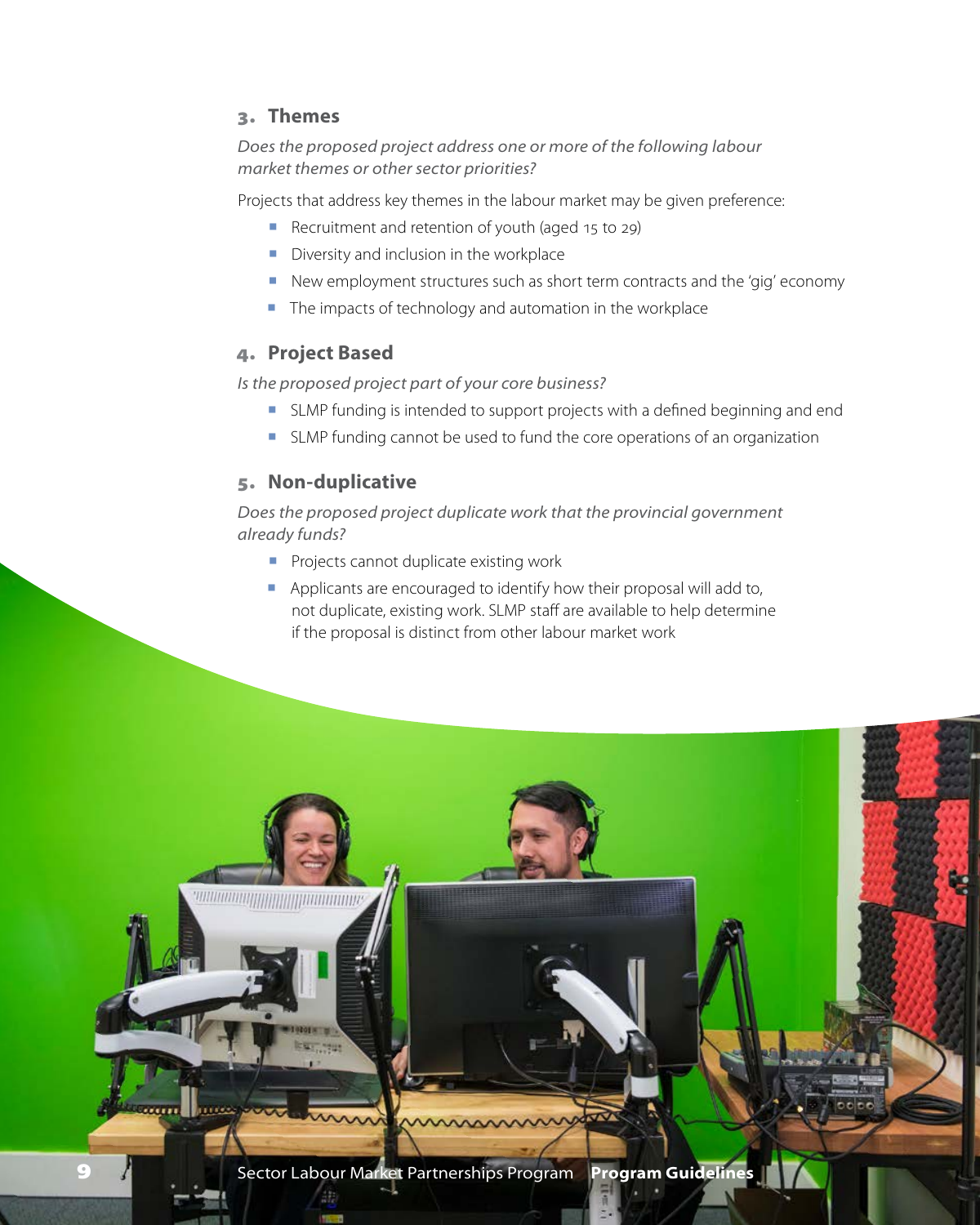## 3. Themes

*Does the proposed project address one or more of the following labour market themes or other sector priorities?*

Projects that address key themes in the labour market may be given preference:

- Recruitment and retention of youth (aged 15 to 29)
- Diversity and inclusion in the workplace
- New employment structures such as short term contracts and the 'gig' economy
- The impacts of technology and automation in the workplace

## 4. Project Based

*Is the proposed project part of your core business?*

- SLMP funding is intended to support projects with a defined beginning and end
- SLMP funding cannot be used to fund the core operations of an organization

## 5. Non-duplicative

*Does the proposed project duplicate work that the provincial government already funds?*

- Projects cannot duplicate existing work
- Applicants are encouraged to identify how their proposal will add to, not duplicate, existing work. SLMP staff are available to help determine if the proposal is distinct from other labour market work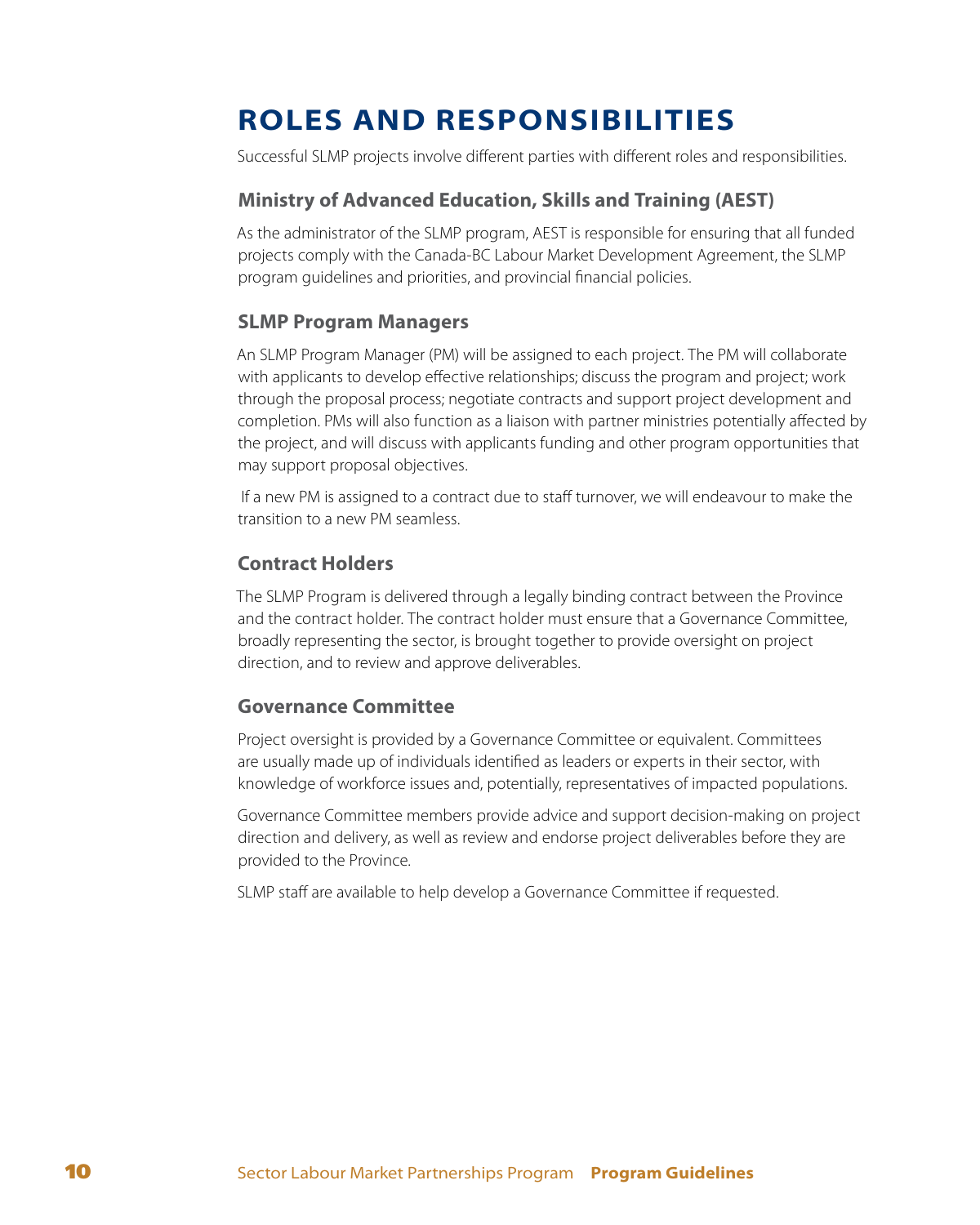# ROLES AND RESPONSIBILITIES

Successful SLMP projects involve different parties with different roles and responsibilities.

## Ministry of Advanced Education, Skills and Training (AEST)

As the administrator of the SLMP program, AEST is responsible for ensuring that all funded projects comply with the Canada-BC Labour Market Development Agreement, the SLMP program guidelines and priorities, and provincial financial policies.

## SLMP Program Managers

An SLMP Program Manager (PM) will be assigned to each project. The PM will collaborate with applicants to develop effective relationships; discuss the program and project; work through the proposal process; negotiate contracts and support project development and completion. PMs will also function as a liaison with partner ministries potentially affected by the project, and will discuss with applicants funding and other program opportunities that may support proposal objectives.

If a new PM is assigned to a contract due to staff turnover, we will endeavour to make the transition to a new PM seamless.

## Contract Holders

The SLMP Program is delivered through a legally binding contract between the Province and the contract holder. The contract holder must ensure that a Governance Committee, broadly representing the sector, is brought together to provide oversight on project direction, and to review and approve deliverables.

## Governance Committee

Project oversight is provided by a Governance Committee or equivalent. Committees are usually made up of individuals identified as leaders or experts in their sector, with knowledge of workforce issues and, potentially, representatives of impacted populations.

Governance Committee members provide advice and support decision-making on project direction and delivery, as well as review and endorse project deliverables before they are provided to the Province.

SLMP staff are available to help develop a Governance Committee if requested.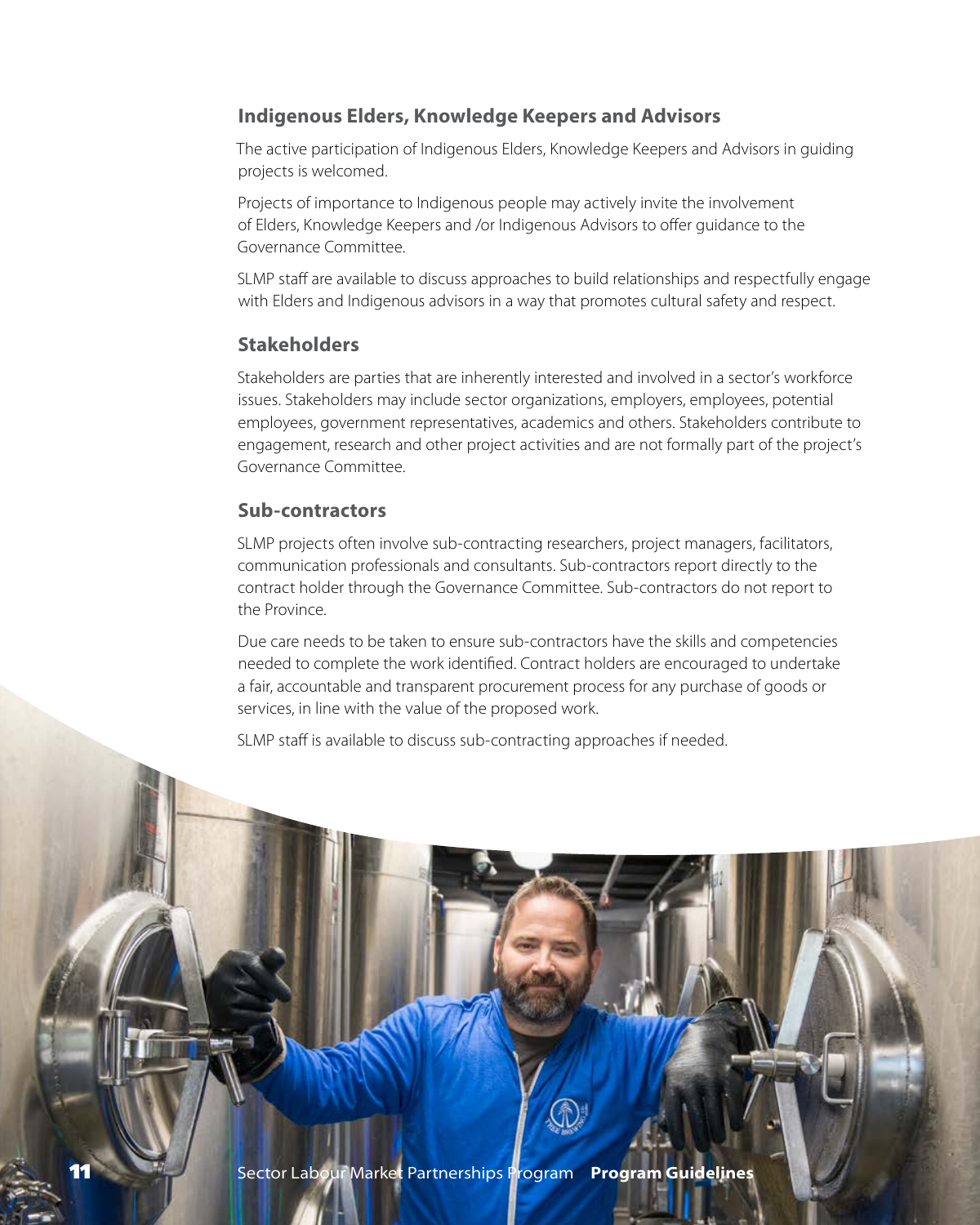### Indigenous Elders, Knowledge Keepers and Advisors

The active participation of Indigenous Elders, Knowledge Keepers and Advisors in guiding projects is welcomed.

Projects of importance to Indigenous people may actively invite the involvement of Elders, Knowledge Keepers and /or Indigenous Advisors to offer guidance to the Governance Committee.

SLMP staff are available to discuss approaches to build relationships and respectfully engage with Elders and Indigenous advisors in a way that promotes cultural safety and respect.

### Stakeholders

Stakeholders are parties that are inherently interested and involved in a sector's workforce issues. Stakeholders may include sector organizations, employers, employees, potential employees, government representatives, academics and others. Stakeholders contribute to engagement, research and other project activities and are not formally part of the project's Governance Committee.

### Sub-contractors

SLMP projects often involve sub-contracting researchers, project managers, facilitators, communication professionals and consultants. Sub-contractors report directly to the contract holder through the Governance Committee. Sub-contractors do not report to the Province.

Due care needs to be taken to ensure sub-contractors have the skills and competencies needed to complete the work identified. Contract holders are encouraged to undertake a fair, accountable and transparent procurement process for any purchase of goods or services, in line with the value of the proposed work.

SLMP staff is available to discuss sub-contracting approaches if needed.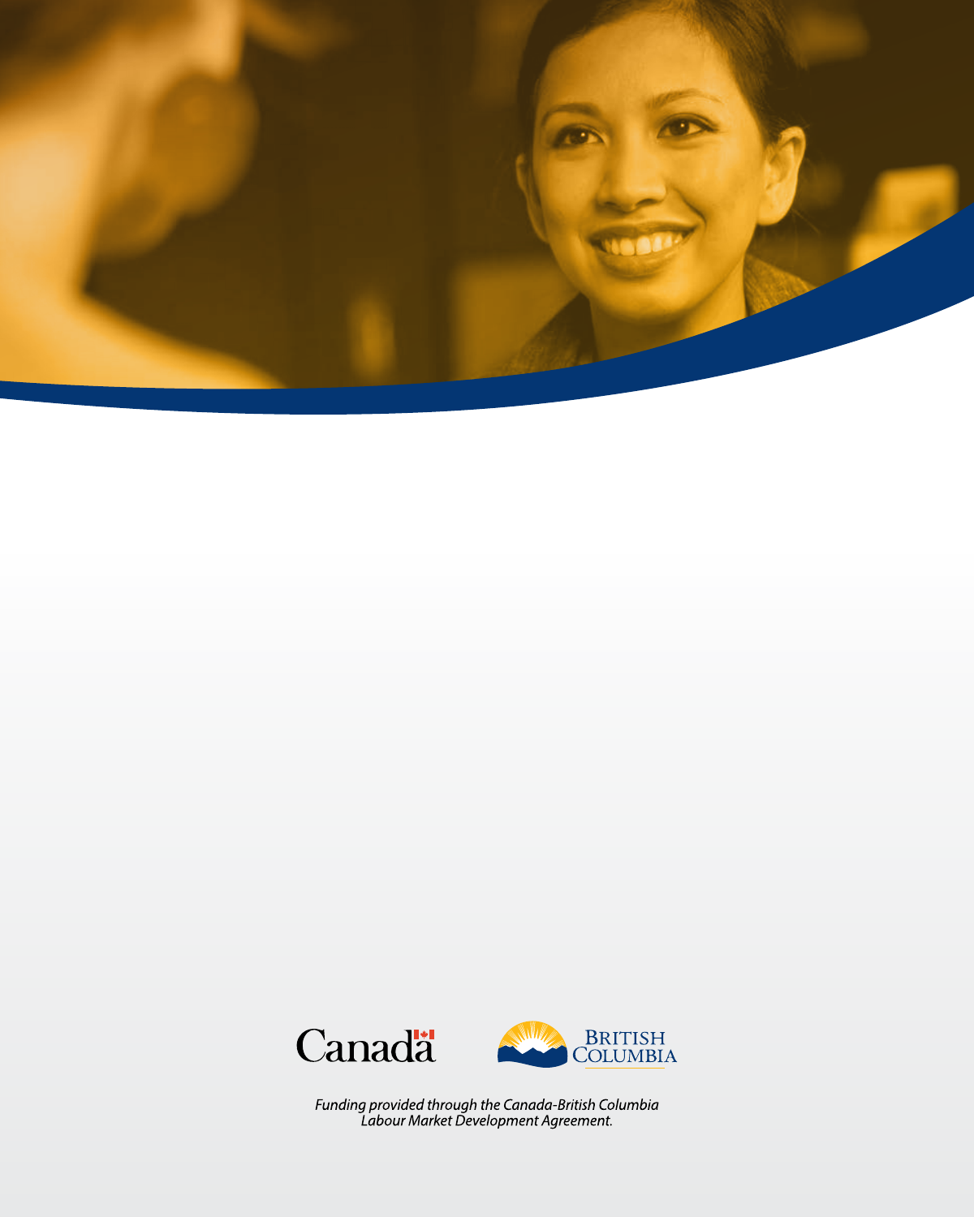*Funding provided through the Canada-British Columbia Labour Market Development Agreement.*